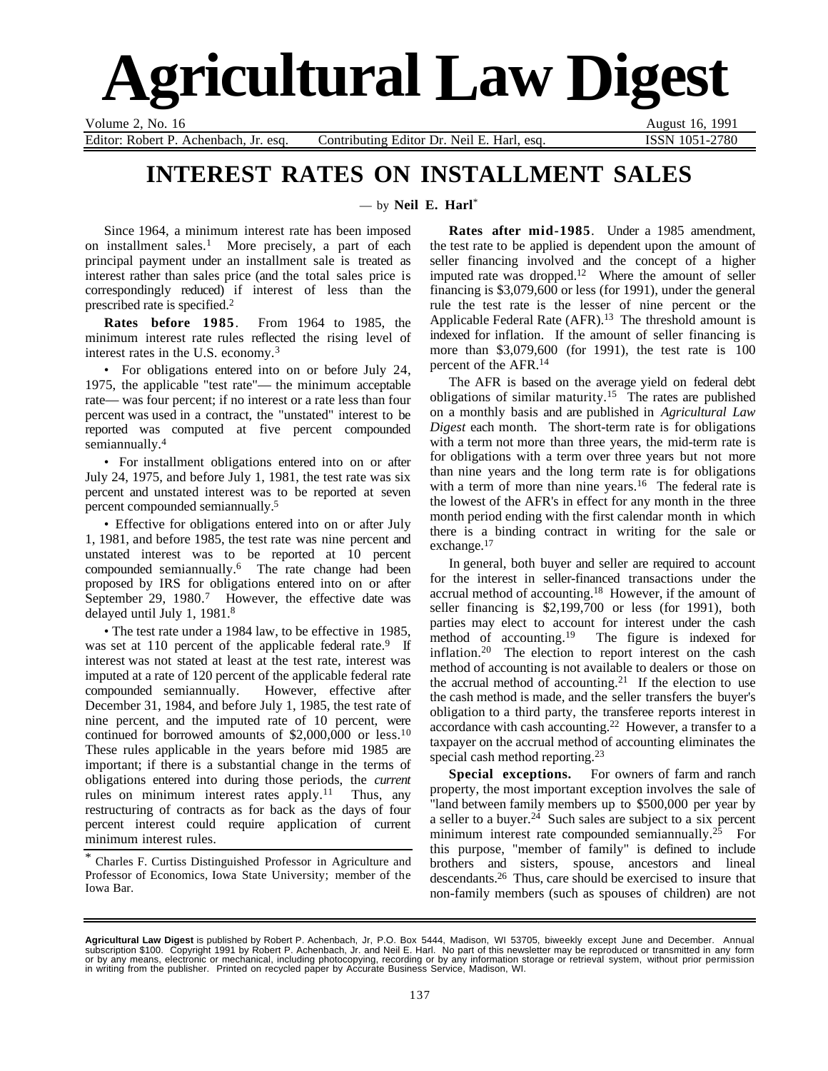# Agricultural Law Digest

Volume 2, No. 16 — August 16, 1991

Editor: Robert P. Achenbach, Jr. esq. — Contributing Editor Dr. Neil E. Harl, esq. — ISSN 1051-2780

## INTEREST RATES ON INSTALLMENT SALES

— by **Neil E. Harl***

Since 1964, a minimum interest rate has been imposed on installment sales.[1] More precisely, a part of each principal payment under an installment sale is treated as interest rather than sales price (and the total sales price is correspondingly reduced) if interest of less than the prescribed rate is specified.[2]

**Rates before 1985**. From 1964 to 1985, the minimum interest rate rules reflected the rising level of interest rates in the U.S. economy.[3]

- For obligations entered into on or before July 24, 1975, the applicable "test rate"— the minimum acceptable rate— was four percent; if no interest or a rate less than four percent was used in a contract, the "unstated" interest to be reported was computed at five percent compounded semiannually.[4]

- For installment obligations entered into on or after July 24, 1975, and before July 1, 1981, the test rate was six percent and unstated interest was to be reported at seven percent compounded semiannually.[5]

- Effective for obligations entered into on or after July 1, 1981, and before 1985, the test rate was nine percent and unstated interest was to be reported at 10 percent compounded semiannually.[6] The rate change had been proposed by IRS for obligations entered into on or after September 29, 1980.[7] However, the effective date was delayed until July 1, 1981.[8]

- The test rate under a 1984 law, to be effective in 1985, was set at 110 percent of the applicable federal rate.[9] If interest was not stated at least at the test rate, interest was imputed at a rate of 120 percent of the applicable federal rate compounded semiannually. However, effective after December 31, 1984, and before July 1, 1985, the test rate of nine percent, and the imputed rate of 10 percent, were continued for borrowed amounts of $2,000,000 or less.[10] These rules applicable in the years before mid 1985 are important; if there is a substantial change in the terms of obligations entered into during those periods, the *current* rules on minimum interest rates apply.[11] Thus, any restructuring of contracts as for back as the days of four percent interest could require application of current minimum interest rules.

**Rates after mid-1985**. Under a 1985 amendment, the test rate to be applied is dependent upon the amount of seller financing involved and the concept of a higher imputed rate was dropped.[12] Where the amount of seller financing is $3,079,600 or less (for 1991), under the general rule the test rate is the lesser of nine percent or the Applicable Federal Rate (AFR).[13] The threshold amount is indexed for inflation. If the amount of seller financing is more than $3,079,600 (for 1991), the test rate is 100 percent of the AFR.[14]

The AFR is based on the average yield on federal debt obligations of similar maturity.[15] The rates are published on a monthly basis and are published in *Agricultural Law Digest* each month. The short-term rate is for obligations with a term not more than three years, the mid-term rate is for obligations with a term over three years but not more than nine years and the long term rate is for obligations with a term of more than nine years.[16] The federal rate is the lowest of the AFR's in effect for any month in the three month period ending with the first calendar month in which there is a binding contract in writing for the sale or exchange.[17]

In general, both buyer and seller are required to account for the interest in seller-financed transactions under the accrual method of accounting.[18] However, if the amount of seller financing is $2,199,700 or less (for 1991), both parties may elect to account for interest under the cash method of accounting.[19] The figure is indexed for inflation.[20] The election to report interest on the cash method of accounting is not available to dealers or those on the accrual method of accounting.[21] If the election to use the cash method is made, and the seller transfers the buyer's obligation to a third party, the transferee reports interest in accordance with cash accounting.[22] However, a transfer to a taxpayer on the accrual method of accounting eliminates the special cash method reporting.[23]

**Special exceptions.** For owners of farm and ranch property, the most important exception involves the sale of "land between family members up to $500,000 per year by a seller to a buyer.[24] Such sales are subject to a six percent minimum interest rate compounded semiannually.[25] For this purpose, "member of family" is defined to include brothers and sisters, spouse, ancestors and lineal descendants.[26] Thus, care should be exercised to insure that non-family members (such as spouses of children) are not

\* Charles F. Curtiss Distinguished Professor in Agriculture and Professor of Economics, Iowa State University; member of the Iowa Bar.

**Agricultural Law Digest** is published by Robert P. Achenbach, Jr, P.O. Box 5444, Madison, WI 53705, biweekly except June and December. Annual subscription $100. Copyright 1991 by Robert P. Achenbach, Jr. and Neil E. Harl. No part of this newsletter may be reproduced or transmitted in any form or by any means, electronic or mechanical, including photocopying, recording or by any information storage or retrieval system, without prior permission in writing from the publisher. Printed on recycled paper by Accurate Business Service, Madison, WI.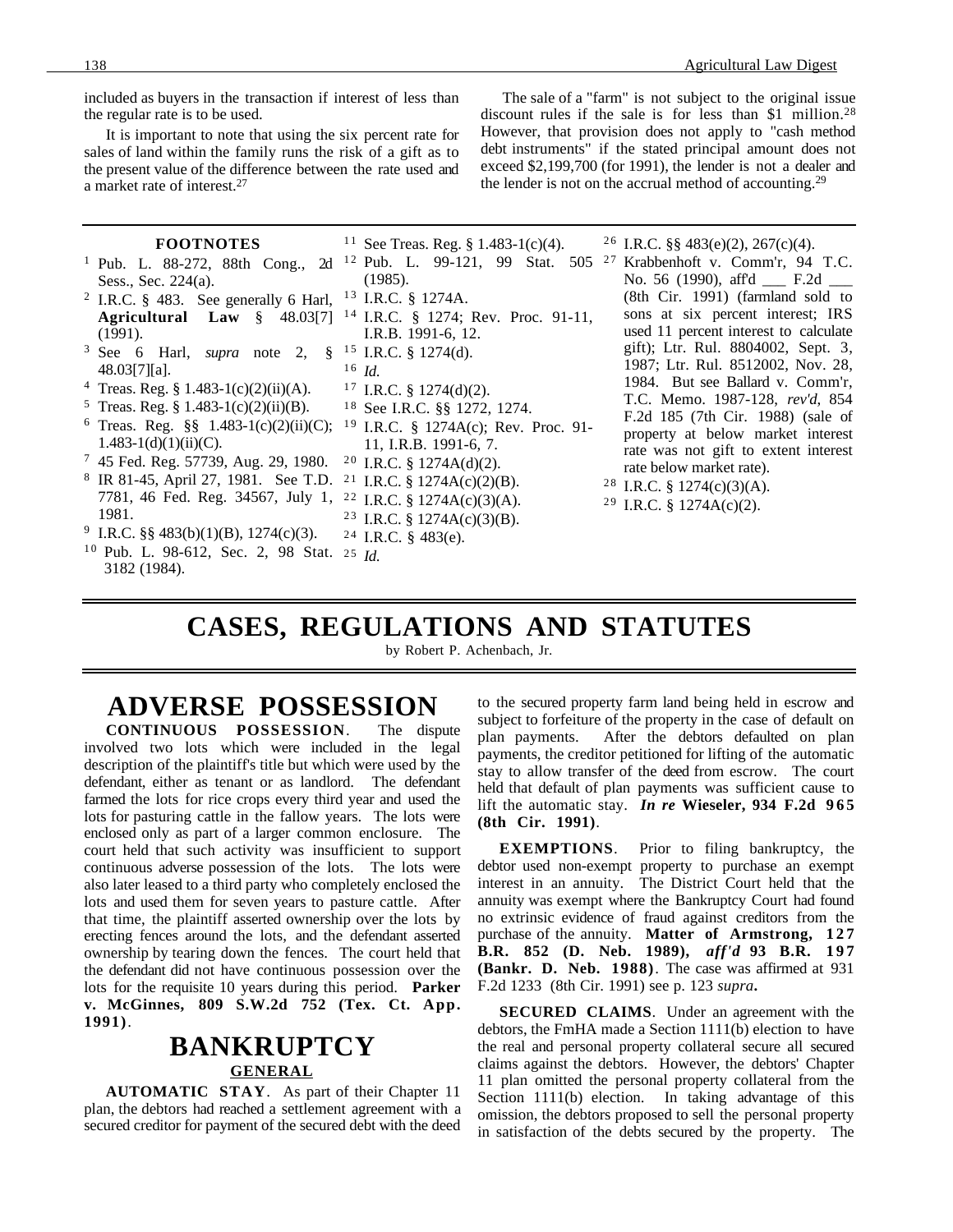included as buyers in the transaction if interest of less than the regular rate is to be used.

It is important to note that using the six percent rate for sales of land within the family runs the risk of a gift as to the present value of the difference between the rate used and a market rate of interest.[27]

The sale of a "farm" is not subject to the original issue discount rules if the sale is for less than $1 million.[28] However, that provision does not apply to "cash method debt instruments" if the stated principal amount does not exceed $2,199,700 (for 1991), the lender is not a dealer and the lender is not on the accrual method of accounting.[29]

**FOOTNOTES**

[1] Pub. L. 88-272, 88th Cong., 2d Sess., Sec. 224(a).

[2] I.R.C. § 483. See generally 6 Harl, **Agricultural Law** § 48.03[7] (1991).

[3] See 6 Harl, *supra* note 2, § 48.03[7][a].

[4] Treas. Reg. § 1.483-1(c)(2)(ii)(A).

[5] Treas. Reg. § 1.483-1(c)(2)(ii)(B).

[6] Treas. Reg. §§ 1.483-1(c)(2)(ii)(C); 1.483-1(d)(1)(ii)(C).

[7] 45 Fed. Reg. 57739, Aug. 29, 1980.

[8] IR 81-45, April 27, 1981. See T.D. 7781, 46 Fed. Reg. 34567, July 1, 1981.

[9] I.R.C. §§ 483(b)(1)(B), 1274(c)(3).

[10] Pub. L. 98-612, Sec. 2, 98 Stat. 3182 (1984).

[11] See Treas. Reg. § 1.483-1(c)(4).

[12] Pub. L. 99-121, 99 Stat. 505 (1985).

[13] I.R.C. § 1274A.

[14] I.R.C. § 1274; Rev. Proc. 91-11, I.R.B. 1991-6, 12.

[15] I.R.C. § 1274(d).

[16] *Id.*

[17] I.R.C. § 1274(d)(2).

[18] See I.R.C. §§ 1272, 1274.

[19] I.R.C. § 1274A(c); Rev. Proc. 91-11, I.R.B. 1991-6, 7.

[20] I.R.C. § 1274A(d)(2).

[21] I.R.C. § 1274A(c)(2)(B).

[22] I.R.C. § 1274A(c)(3)(A).

[23] I.R.C. § 1274A(c)(3)(B).

[24] I.R.C. § 483(e).

[25] *Id.*

[26] I.R.C. §§ 483(e)(2), 267(c)(4).

[27] Krabbenhoft v. Comm'r, 94 T.C. No. 56 (1990), aff'd ___ F.2d ___ (8th Cir. 1991) (farmland sold to sons at six percent interest; IRS used 11 percent interest to calculate gift); Ltr. Rul. 8804002, Sept. 3, 1987; Ltr. Rul. 8512002, Nov. 28, 1984. But see Ballard v. Comm'r, T.C. Memo. 1987-128, *rev'd*, 854 F.2d 185 (7th Cir. 1988) (sale of property at below market interest rate was not gift to extent interest rate below market rate).

[28] I.R.C. § 1274(c)(3)(A).

[29] I.R.C. § 1274A(c)(2).

# CASES, REGULATIONS AND STATUTES

by Robert P. Achenbach, Jr.

## ADVERSE POSSESSION

**CONTINUOUS POSSESSION**. The dispute involved two lots which were included in the legal description of the plaintiff's title but which were used by the defendant, either as tenant or as landlord. The defendant farmed the lots for rice crops every third year and used the lots for pasturing cattle in the fallow years. The lots were enclosed only as part of a larger common enclosure. The court held that such activity was insufficient to support continuous adverse possession of the lots. The lots were also later leased to a third party who completely enclosed the lots and used them for seven years to pasture cattle. After that time, the plaintiff asserted ownership over the lots by erecting fences around the lots, and the defendant asserted ownership by tearing down the fences. The court held that the defendant did not have continuous possession over the lots for the requisite 10 years during this period. **Parker v. McGinnes, 809 S.W.2d 752 (Tex. Ct. App. 1991)**.

## BANKRUPTCY

### GENERAL

**AUTOMATIC STAY**. As part of their Chapter 11 plan, the debtors had reached a settlement agreement with a secured creditor for payment of the secured debt with the deed to the secured property farm land being held in escrow and subject to forfeiture of the property in the case of default on plan payments. After the debtors defaulted on plan payments, the creditor petitioned for lifting of the automatic stay to allow transfer of the deed from escrow. The court held that default of plan payments was sufficient cause to lift the automatic stay. ***In re* Wieseler, 934 F.2d 965 (8th Cir. 1991)**.

**EXEMPTIONS**. Prior to filing bankruptcy, the debtor used non-exempt property to purchase an exempt interest in an annuity. The District Court held that the annuity was exempt where the Bankruptcy Court had found no extrinsic evidence of fraud against creditors from the purchase of the annuity. **Matter of Armstrong, 127 B.R. 852 (D. Neb. 1989), *aff'd* 93 B.R. 197 (Bankr. D. Neb. 1988)**. The case was affirmed at 931 F.2d 1233 (8th Cir. 1991) see p. 123 *supra***.**

**SECURED CLAIMS**. Under an agreement with the debtors, the FmHA made a Section 1111(b) election to have the real and personal property collateral secure all secured claims against the debtors. However, the debtors' Chapter 11 plan omitted the personal property collateral from the Section 1111(b) election. In taking advantage of this omission, the debtors proposed to sell the personal property in satisfaction of the debts secured by the property. The